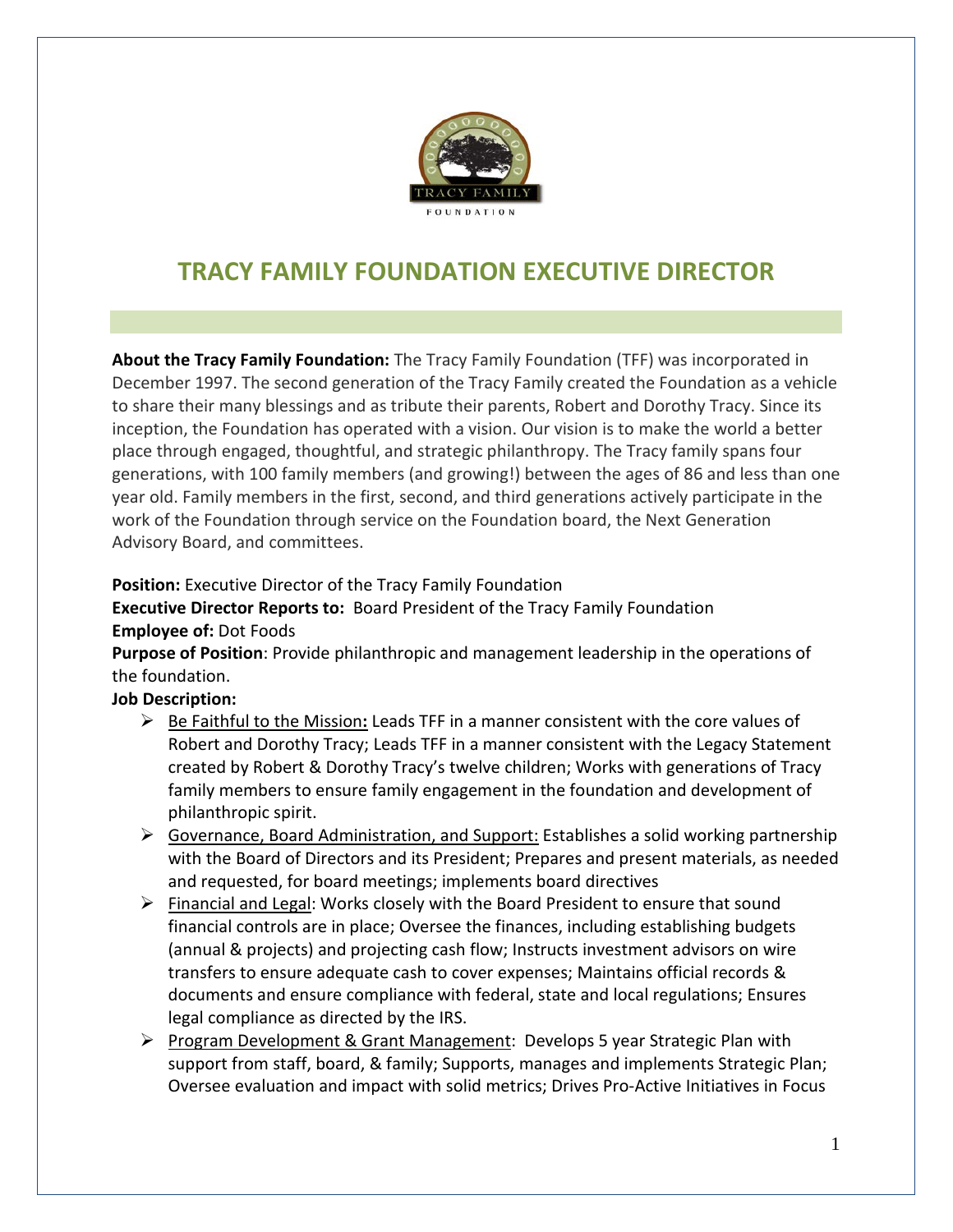# TRACY FAMILY FOUNDATION EXECUTIVE DIRECTOR

**About the Tracy Family Foundation:** The Tracy Family Foundation (TFF) was incorporated in December 1997. The second generation of the Tracy Family created the Foundation as a vehicle to share their many blessings and as tribute their parents, Robert and Dorothy Tracy. Since its inception, the Foundation has operated with a vision. Our vision is to make the world a better place through engaged, thoughtful, and strategic philanthropy. The Tracy family spans four generations, with 100 family members (and growing!) between the ages of 86 and less than one year old. Family members in the first, second, and third generations actively participate in the work of the Foundation through service on the Foundation board, the Next Generation Advisory Board, and committees.

**Position:** Executive Director of the Tracy Family Foundation
**Executive Director Reports to:** Board President of the Tracy Family Foundation
**Employee of:** Dot Foods
**Purpose of Position**: Provide philanthropic and management leadership in the operations of the foundation.
**Job Description:**

- Be Faithful to the Mission**:** Leads TFF in a manner consistent with the core values of Robert and Dorothy Tracy; Leads TFF in a manner consistent with the Legacy Statement created by Robert & Dorothy Tracy's twelve children; Works with generations of Tracy family members to ensure family engagement in the foundation and development of philanthropic spirit.
- Governance, Board Administration, and Support: Establishes a solid working partnership with the Board of Directors and its President; Prepares and present materials, as needed and requested, for board meetings; implements board directives
- Financial and Legal: Works closely with the Board President to ensure that sound financial controls are in place; Oversee the finances, including establishing budgets (annual & projects) and projecting cash flow; Instructs investment advisors on wire transfers to ensure adequate cash to cover expenses; Maintains official records & documents and ensure compliance with federal, state and local regulations; Ensures legal compliance as directed by the IRS.
- Program Development & Grant Management: Develops 5 year Strategic Plan with support from staff, board, & family; Supports, manages and implements Strategic Plan; Oversee evaluation and impact with solid metrics; Drives Pro-Active Initiatives in Focus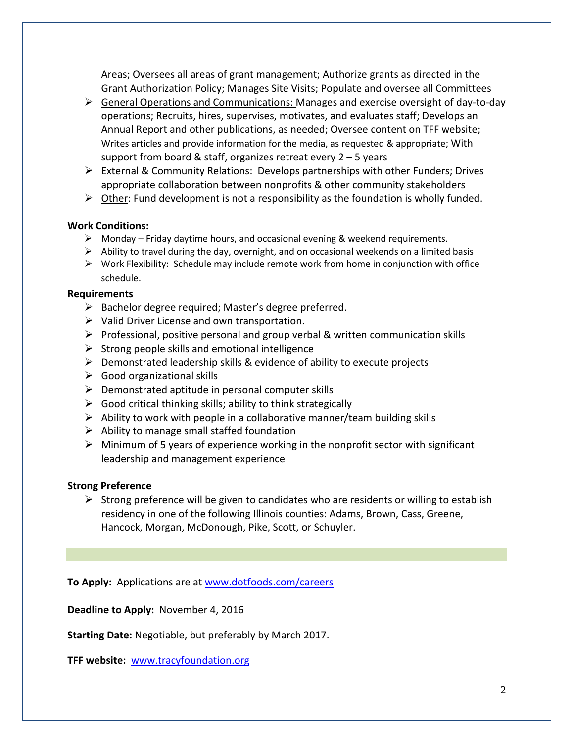Areas; Oversees all areas of grant management; Authorize grants as directed in the Grant Authorization Policy; Manages Site Visits; Populate and oversee all Committees

- General Operations and Communications: Manages and exercise oversight of day-to-day operations; Recruits, hires, supervises, motivates, and evaluates staff; Develops an Annual Report and other publications, as needed; Oversee content on TFF website; Writes articles and provide information for the media, as requested & appropriate; With support from board & staff, organizes retreat every 2 – 5 years
- External & Community Relations: Develops partnerships with other Funders; Drives appropriate collaboration between nonprofits & other community stakeholders
- Other: Fund development is not a responsibility as the foundation is wholly funded.

**Work Conditions:**

- Monday – Friday daytime hours, and occasional evening & weekend requirements.
- Ability to travel during the day, overnight, and on occasional weekends on a limited basis
- Work Flexibility: Schedule may include remote work from home in conjunction with office schedule.

**Requirements**

- Bachelor degree required; Master's degree preferred.
- Valid Driver License and own transportation.
- Professional, positive personal and group verbal & written communication skills
- Strong people skills and emotional intelligence
- Demonstrated leadership skills & evidence of ability to execute projects
- Good organizational skills
- Demonstrated aptitude in personal computer skills
- Good critical thinking skills; ability to think strategically
- Ability to work with people in a collaborative manner/team building skills
- Ability to manage small staffed foundation
- Minimum of 5 years of experience working in the nonprofit sector with significant leadership and management experience

**Strong Preference**

- Strong preference will be given to candidates who are residents or willing to establish residency in one of the following Illinois counties: Adams, Brown, Cass, Greene, Hancock, Morgan, McDonough, Pike, Scott, or Schuyler.

**To Apply:** Applications are at www.dotfoods.com/careers

**Deadline to Apply:** November 4, 2016

**Starting Date:** Negotiable, but preferably by March 2017.

**TFF website:** www.tracyfoundation.org